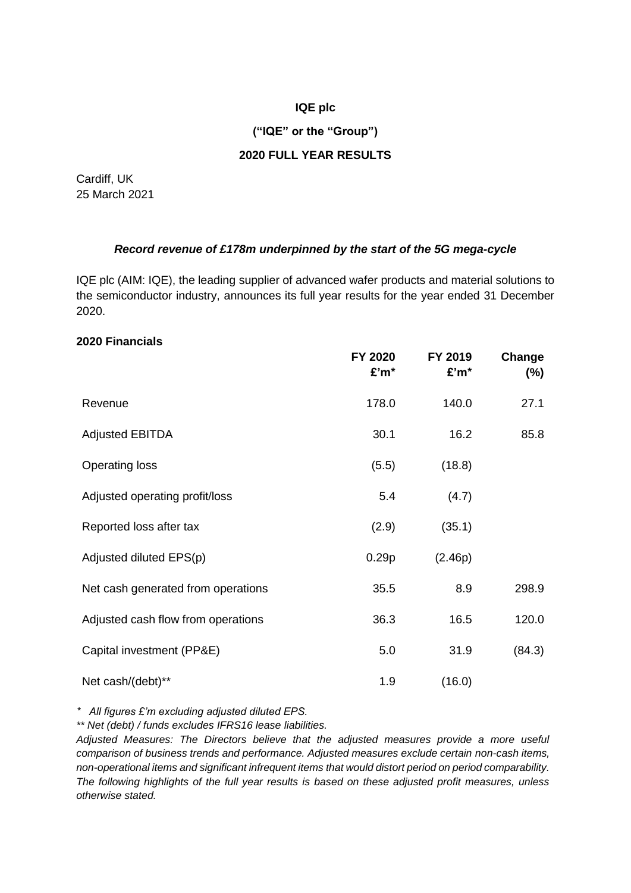**IQE plc**

**("IQE" or the "Group")**

**2020 FULL YEAR RESULTS**

Cardiff, UK
25 March 2021

***Record revenue of £178m underpinned by the start of the 5G mega-cycle***

IQE plc (AIM: IQE), the leading supplier of advanced wafer products and material solutions to the semiconductor industry, announces its full year results for the year ended 31 December 2020.

**2020 Financials**

| | **FY 2020 £'m*** | **FY 2019 £'m*** | **Change (%)** |
|---|---|---|---|
| Revenue | 178.0 | 140.0 | 27.1 |
| Adjusted EBITDA | 30.1 | 16.2 | 85.8 |
| Operating loss | (5.5) | (18.8) | |
| Adjusted operating profit/loss | 5.4 | (4.7) | |
| Reported loss after tax | (2.9) | (35.1) | |
| Adjusted diluted EPS(p) | 0.29p | (2.46p) | |
| Net cash generated from operations | 35.5 | 8.9 | 298.9 |
| Adjusted cash flow from operations | 36.3 | 16.5 | 120.0 |
| Capital investment (PP&E) | 5.0 | 31.9 | (84.3) |
| Net cash/(debt)** | 1.9 | (16.0) | |

*\* All figures £'m excluding adjusted diluted EPS.*

*\*\* Net (debt) / funds excludes IFRS16 lease liabilities.*

*Adjusted Measures: The Directors believe that the adjusted measures provide a more useful comparison of business trends and performance. Adjusted measures exclude certain non-cash items, non-operational items and significant infrequent items that would distort period on period comparability. The following highlights of the full year results is based on these adjusted profit measures, unless otherwise stated.*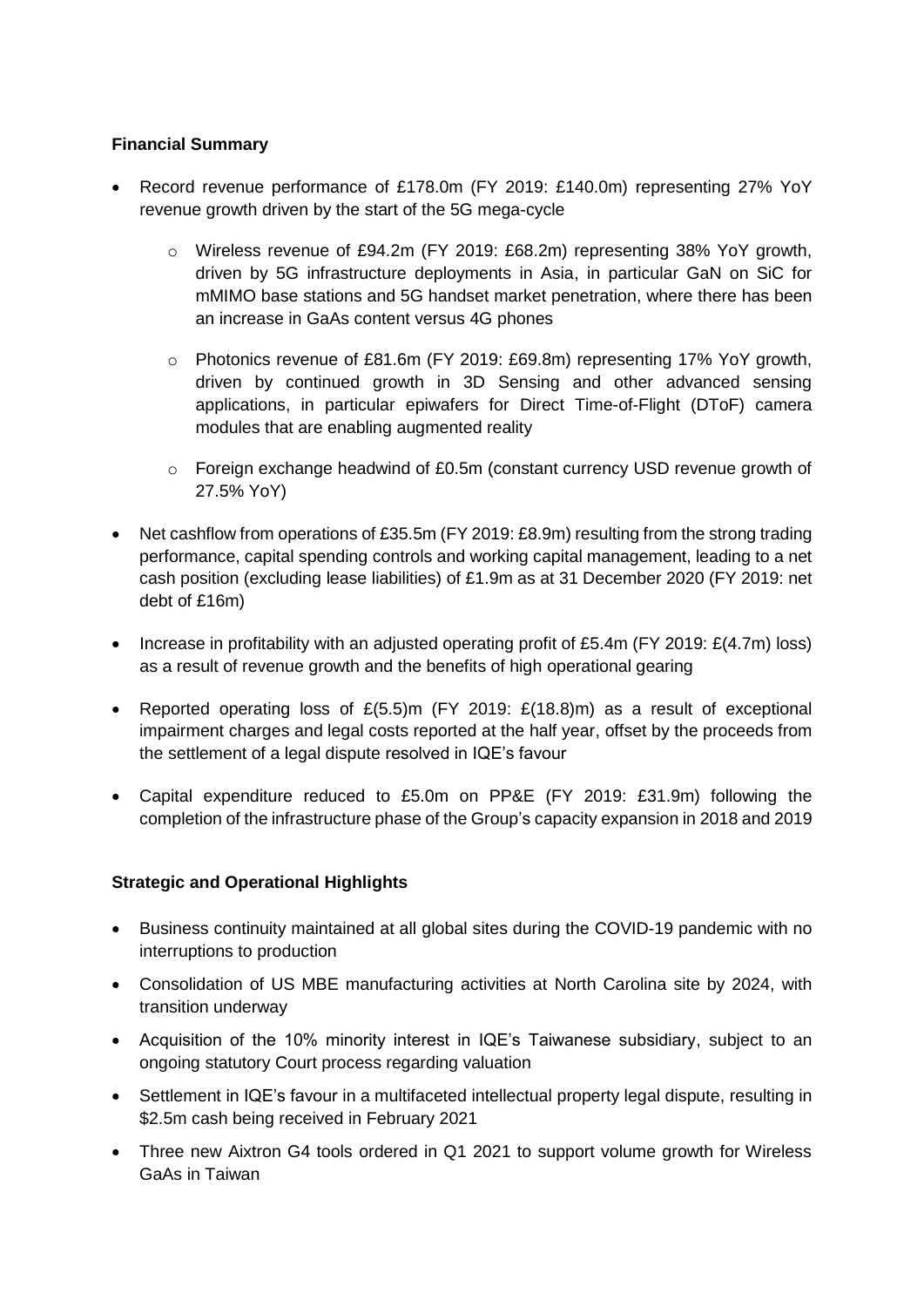**Financial Summary**

- Record revenue performance of £178.0m (FY 2019: £140.0m) representing 27% YoY revenue growth driven by the start of the 5G mega-cycle
    - Wireless revenue of £94.2m (FY 2019: £68.2m) representing 38% YoY growth, driven by 5G infrastructure deployments in Asia, in particular GaN on SiC for mMIMO base stations and 5G handset market penetration, where there has been an increase in GaAs content versus 4G phones
    - Photonics revenue of £81.6m (FY 2019: £69.8m) representing 17% YoY growth, driven by continued growth in 3D Sensing and other advanced sensing applications, in particular epiwafers for Direct Time-of-Flight (DToF) camera modules that are enabling augmented reality
    - Foreign exchange headwind of £0.5m (constant currency USD revenue growth of 27.5% YoY)
- Net cashflow from operations of £35.5m (FY 2019: £8.9m) resulting from the strong trading performance, capital spending controls and working capital management, leading to a net cash position (excluding lease liabilities) of £1.9m as at 31 December 2020 (FY 2019: net debt of £16m)
- Increase in profitability with an adjusted operating profit of £5.4m (FY 2019: £(4.7m) loss) as a result of revenue growth and the benefits of high operational gearing
- Reported operating loss of £(5.5)m (FY 2019: £(18.8)m) as a result of exceptional impairment charges and legal costs reported at the half year, offset by the proceeds from the settlement of a legal dispute resolved in IQE's favour
- Capital expenditure reduced to £5.0m on PP&E (FY 2019: £31.9m) following the completion of the infrastructure phase of the Group's capacity expansion in 2018 and 2019

**Strategic and Operational Highlights**

- Business continuity maintained at all global sites during the COVID-19 pandemic with no interruptions to production
- Consolidation of US MBE manufacturing activities at North Carolina site by 2024, with transition underway
- Acquisition of the 10% minority interest in IQE's Taiwanese subsidiary, subject to an ongoing statutory Court process regarding valuation
- Settlement in IQE's favour in a multifaceted intellectual property legal dispute, resulting in $2.5m cash being received in February 2021
- Three new Aixtron G4 tools ordered in Q1 2021 to support volume growth for Wireless GaAs in Taiwan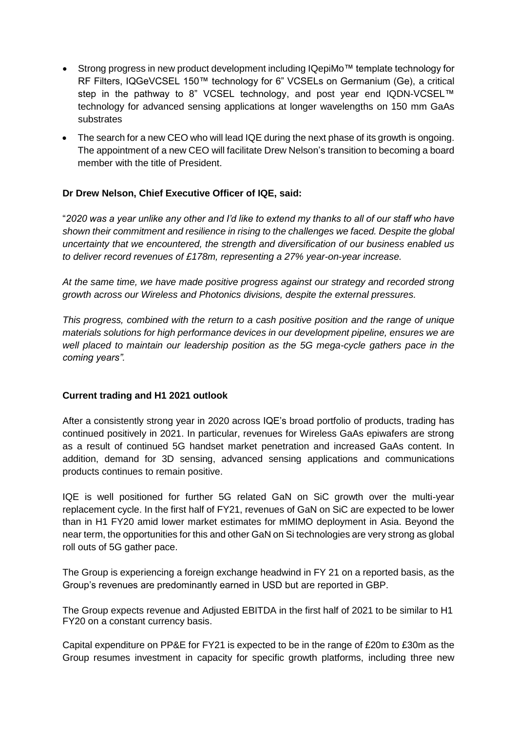- Strong progress in new product development including IQepiMo™ template technology for RF Filters, IQGeVCSEL 150™ technology for 6" VCSELs on Germanium (Ge), a critical step in the pathway to 8" VCSEL technology, and post year end IQDN-VCSEL™ technology for advanced sensing applications at longer wavelengths on 150 mm GaAs substrates
- The search for a new CEO who will lead IQE during the next phase of its growth is ongoing. The appointment of a new CEO will facilitate Drew Nelson's transition to becoming a board member with the title of President.

**Dr Drew Nelson, Chief Executive Officer of IQE, said:**

"*2020 was a year unlike any other and I'd like to extend my thanks to all of our staff who have shown their commitment and resilience in rising to the challenges we faced. Despite the global uncertainty that we encountered, the strength and diversification of our business enabled us to deliver record revenues of £178m, representing a 27% year-on-year increase.*

*At the same time, we have made positive progress against our strategy and recorded strong growth across our Wireless and Photonics divisions, despite the external pressures.*

*This progress, combined with the return to a cash positive position and the range of unique materials solutions for high performance devices in our development pipeline, ensures we are well placed to maintain our leadership position as the 5G mega-cycle gathers pace in the coming years".*

**Current trading and H1 2021 outlook**

After a consistently strong year in 2020 across IQE's broad portfolio of products, trading has continued positively in 2021. In particular, revenues for Wireless GaAs epiwafers are strong as a result of continued 5G handset market penetration and increased GaAs content. In addition, demand for 3D sensing, advanced sensing applications and communications products continues to remain positive.

IQE is well positioned for further 5G related GaN on SiC growth over the multi-year replacement cycle. In the first half of FY21, revenues of GaN on SiC are expected to be lower than in H1 FY20 amid lower market estimates for mMIMO deployment in Asia. Beyond the near term, the opportunities for this and other GaN on Si technologies are very strong as global roll outs of 5G gather pace.

The Group is experiencing a foreign exchange headwind in FY 21 on a reported basis, as the Group's revenues are predominantly earned in USD but are reported in GBP.

The Group expects revenue and Adjusted EBITDA in the first half of 2021 to be similar to H1 FY20 on a constant currency basis.

Capital expenditure on PP&E for FY21 is expected to be in the range of £20m to £30m as the Group resumes investment in capacity for specific growth platforms, including three new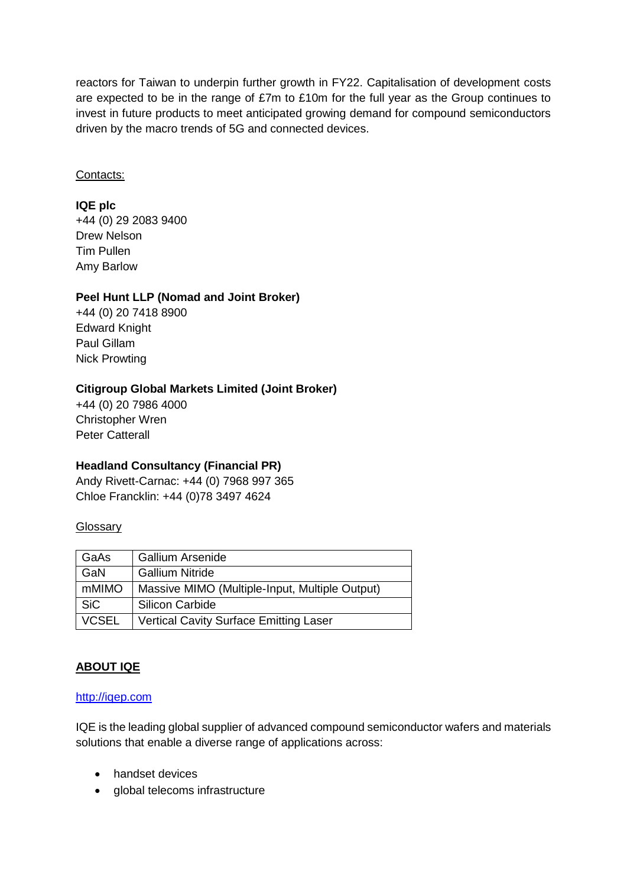reactors for Taiwan to underpin further growth in FY22. Capitalisation of development costs are expected to be in the range of £7m to £10m for the full year as the Group continues to invest in future products to meet anticipated growing demand for compound semiconductors driven by the macro trends of 5G and connected devices.

Contacts:

**IQE plc**
+44 (0) 29 2083 9400
Drew Nelson
Tim Pullen
Amy Barlow

**Peel Hunt LLP (Nomad and Joint Broker)**
+44 (0) 20 7418 8900
Edward Knight
Paul Gillam
Nick Prowting

**Citigroup Global Markets Limited (Joint Broker)**
+44 (0) 20 7986 4000
Christopher Wren
Peter Catterall

**Headland Consultancy (Financial PR)**
Andy Rivett-Carnac: +44 (0) 7968 997 365
Chloe Francklin: +44 (0)78 3497 4624

Glossary

| | |
|---|---|
| GaAs | Gallium Arsenide |
| GaN | Gallium Nitride |
| mMIMO | Massive MIMO (Multiple-Input, Multiple Output) |
| SiC | Silicon Carbide |
| VCSEL | Vertical Cavity Surface Emitting Laser |

## ABOUT IQE

http://iqep.com

IQE is the leading global supplier of advanced compound semiconductor wafers and materials solutions that enable a diverse range of applications across:

- handset devices
- global telecoms infrastructure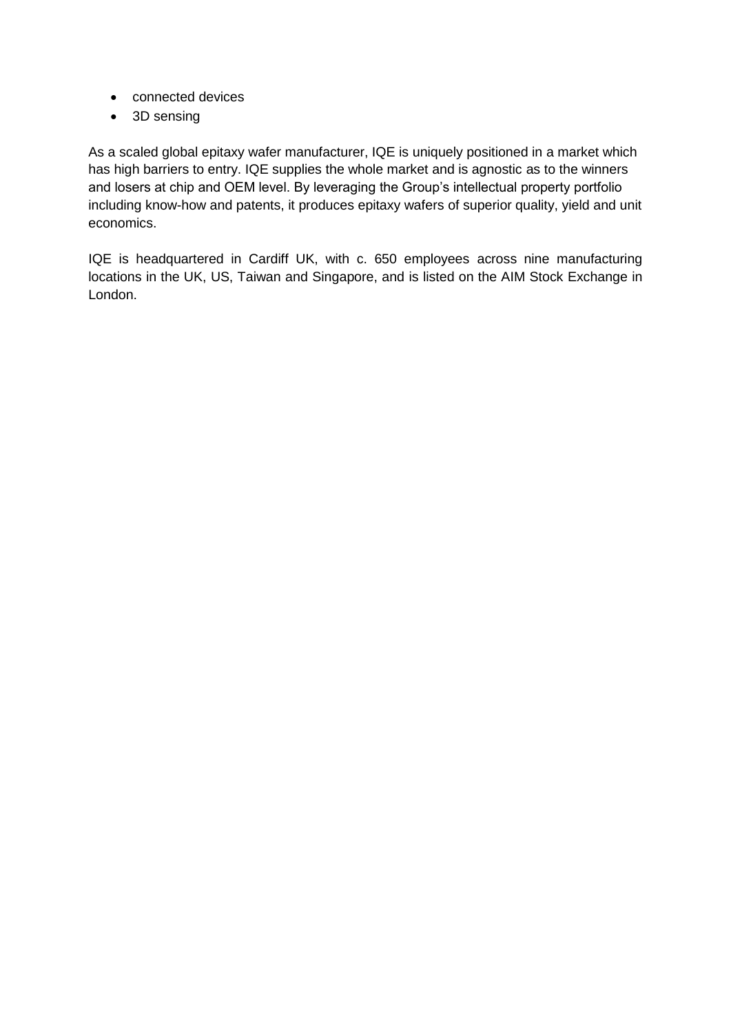- connected devices
- 3D sensing

As a scaled global epitaxy wafer manufacturer, IQE is uniquely positioned in a market which has high barriers to entry. IQE supplies the whole market and is agnostic as to the winners and losers at chip and OEM level. By leveraging the Group's intellectual property portfolio including know-how and patents, it produces epitaxy wafers of superior quality, yield and unit economics.

IQE is headquartered in Cardiff UK, with c. 650 employees across nine manufacturing locations in the UK, US, Taiwan and Singapore, and is listed on the AIM Stock Exchange in London.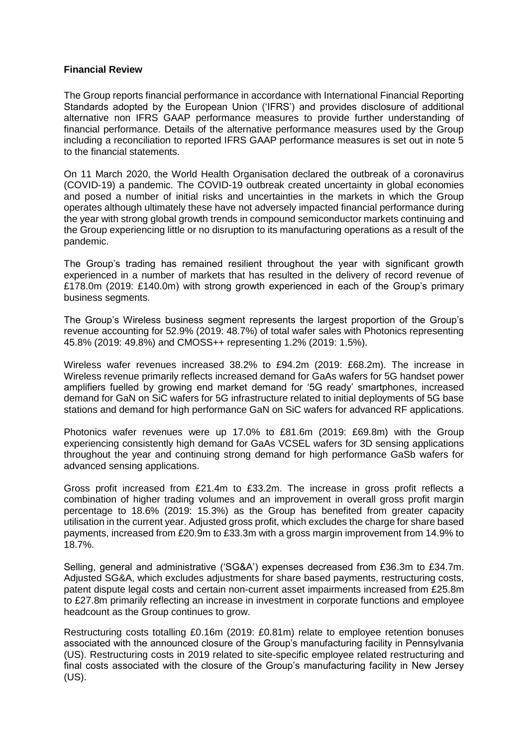**Financial Review**

The Group reports financial performance in accordance with International Financial Reporting Standards adopted by the European Union ('IFRS') and provides disclosure of additional alternative non IFRS GAAP performance measures to provide further understanding of financial performance. Details of the alternative performance measures used by the Group including a reconciliation to reported IFRS GAAP performance measures is set out in note 5 to the financial statements.

On 11 March 2020, the World Health Organisation declared the outbreak of a coronavirus (COVID-19) a pandemic. The COVID-19 outbreak created uncertainty in global economies and posed a number of initial risks and uncertainties in the markets in which the Group operates although ultimately these have not adversely impacted financial performance during the year with strong global growth trends in compound semiconductor markets continuing and the Group experiencing little or no disruption to its manufacturing operations as a result of the pandemic.

The Group's trading has remained resilient throughout the year with significant growth experienced in a number of markets that has resulted in the delivery of record revenue of £178.0m (2019: £140.0m) with strong growth experienced in each of the Group's primary business segments.

The Group's Wireless business segment represents the largest proportion of the Group's revenue accounting for 52.9% (2019: 48.7%) of total wafer sales with Photonics representing 45.8% (2019: 49.8%) and CMOSS++ representing 1.2% (2019: 1.5%).

Wireless wafer revenues increased 38.2% to £94.2m (2019: £68.2m). The increase in Wireless revenue primarily reflects increased demand for GaAs wafers for 5G handset power amplifiers fuelled by growing end market demand for '5G ready' smartphones, increased demand for GaN on SiC wafers for 5G infrastructure related to initial deployments of 5G base stations and demand for high performance GaN on SiC wafers for advanced RF applications.

Photonics wafer revenues were up 17.0% to £81.6m (2019: £69.8m) with the Group experiencing consistently high demand for GaAs VCSEL wafers for 3D sensing applications throughout the year and continuing strong demand for high performance GaSb wafers for advanced sensing applications.

Gross profit increased from £21.4m to £33.2m. The increase in gross profit reflects a combination of higher trading volumes and an improvement in overall gross profit margin percentage to 18.6% (2019: 15.3%) as the Group has benefited from greater capacity utilisation in the current year. Adjusted gross profit, which excludes the charge for share based payments, increased from £20.9m to £33.3m with a gross margin improvement from 14.9% to 18.7%.

Selling, general and administrative ('SG&A') expenses decreased from £36.3m to £34.7m. Adjusted SG&A, which excludes adjustments for share based payments, restructuring costs, patent dispute legal costs and certain non-current asset impairments increased from £25.8m to £27.8m primarily reflecting an increase in investment in corporate functions and employee headcount as the Group continues to grow.

Restructuring costs totalling £0.16m (2019: £0.81m) relate to employee retention bonuses associated with the announced closure of the Group's manufacturing facility in Pennsylvania (US). Restructuring costs in 2019 related to site-specific employee related restructuring and final costs associated with the closure of the Group's manufacturing facility in New Jersey (US).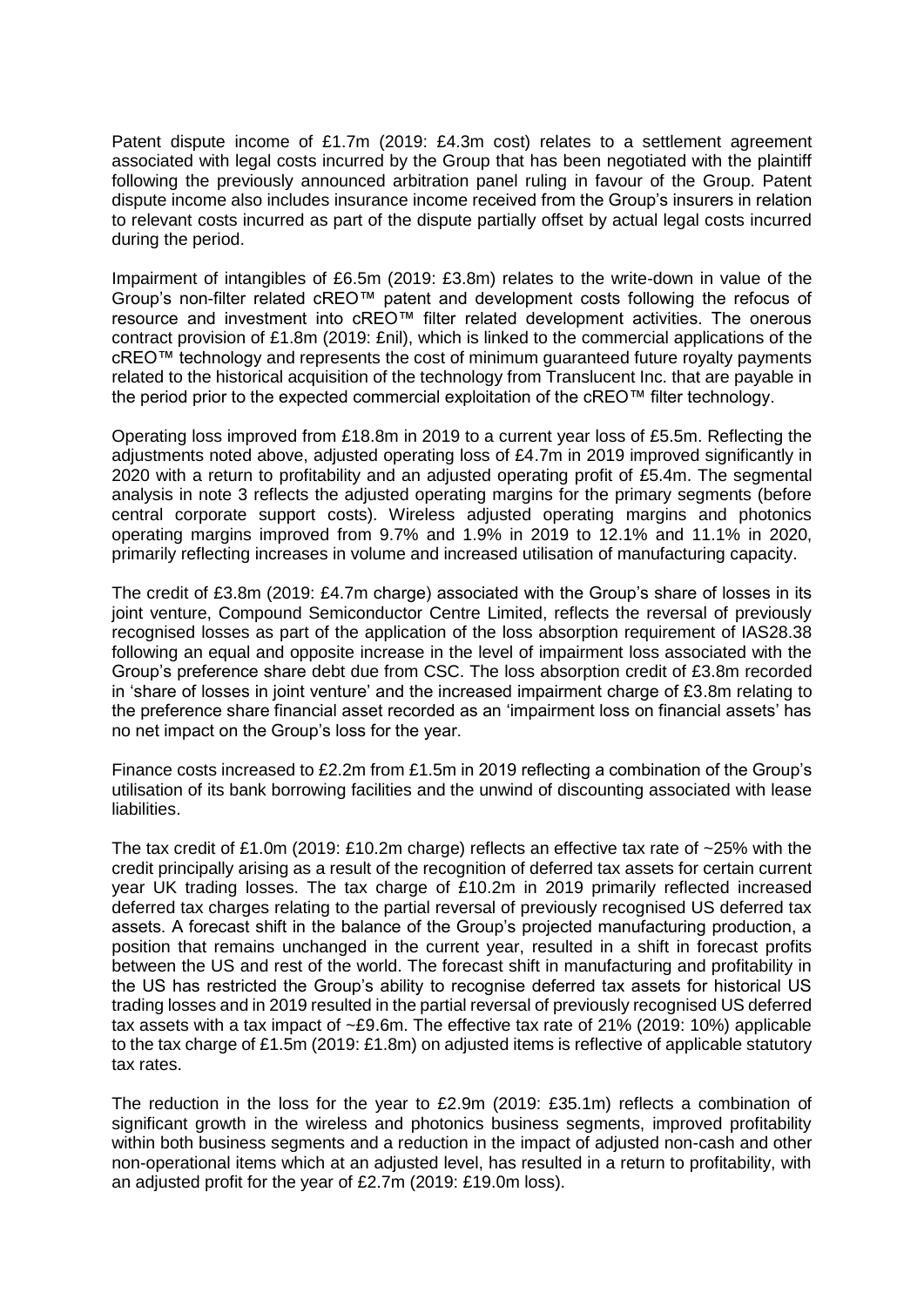Patent dispute income of £1.7m (2019: £4.3m cost) relates to a settlement agreement associated with legal costs incurred by the Group that has been negotiated with the plaintiff following the previously announced arbitration panel ruling in favour of the Group. Patent dispute income also includes insurance income received from the Group's insurers in relation to relevant costs incurred as part of the dispute partially offset by actual legal costs incurred during the period.

Impairment of intangibles of £6.5m (2019: £3.8m) relates to the write-down in value of the Group's non-filter related cREO™ patent and development costs following the refocus of resource and investment into cREO™ filter related development activities. The onerous contract provision of £1.8m (2019: £nil), which is linked to the commercial applications of the cREO™ technology and represents the cost of minimum guaranteed future royalty payments related to the historical acquisition of the technology from Translucent Inc. that are payable in the period prior to the expected commercial exploitation of the cREO™ filter technology.

Operating loss improved from £18.8m in 2019 to a current year loss of £5.5m. Reflecting the adjustments noted above, adjusted operating loss of £4.7m in 2019 improved significantly in 2020 with a return to profitability and an adjusted operating profit of £5.4m. The segmental analysis in note 3 reflects the adjusted operating margins for the primary segments (before central corporate support costs). Wireless adjusted operating margins and photonics operating margins improved from 9.7% and 1.9% in 2019 to 12.1% and 11.1% in 2020, primarily reflecting increases in volume and increased utilisation of manufacturing capacity.

The credit of £3.8m (2019: £4.7m charge) associated with the Group's share of losses in its joint venture, Compound Semiconductor Centre Limited, reflects the reversal of previously recognised losses as part of the application of the loss absorption requirement of IAS28.38 following an equal and opposite increase in the level of impairment loss associated with the Group's preference share debt due from CSC. The loss absorption credit of £3.8m recorded in 'share of losses in joint venture' and the increased impairment charge of £3.8m relating to the preference share financial asset recorded as an 'impairment loss on financial assets' has no net impact on the Group's loss for the year.

Finance costs increased to £2.2m from £1.5m in 2019 reflecting a combination of the Group's utilisation of its bank borrowing facilities and the unwind of discounting associated with lease liabilities.

The tax credit of £1.0m (2019: £10.2m charge) reflects an effective tax rate of ~25% with the credit principally arising as a result of the recognition of deferred tax assets for certain current year UK trading losses. The tax charge of £10.2m in 2019 primarily reflected increased deferred tax charges relating to the partial reversal of previously recognised US deferred tax assets. A forecast shift in the balance of the Group's projected manufacturing production, a position that remains unchanged in the current year, resulted in a shift in forecast profits between the US and rest of the world. The forecast shift in manufacturing and profitability in the US has restricted the Group's ability to recognise deferred tax assets for historical US trading losses and in 2019 resulted in the partial reversal of previously recognised US deferred tax assets with a tax impact of ~£9.6m. The effective tax rate of 21% (2019: 10%) applicable to the tax charge of £1.5m (2019: £1.8m) on adjusted items is reflective of applicable statutory tax rates.

The reduction in the loss for the year to £2.9m (2019: £35.1m) reflects a combination of significant growth in the wireless and photonics business segments, improved profitability within both business segments and a reduction in the impact of adjusted non-cash and other non-operational items which at an adjusted level, has resulted in a return to profitability, with an adjusted profit for the year of £2.7m (2019: £19.0m loss).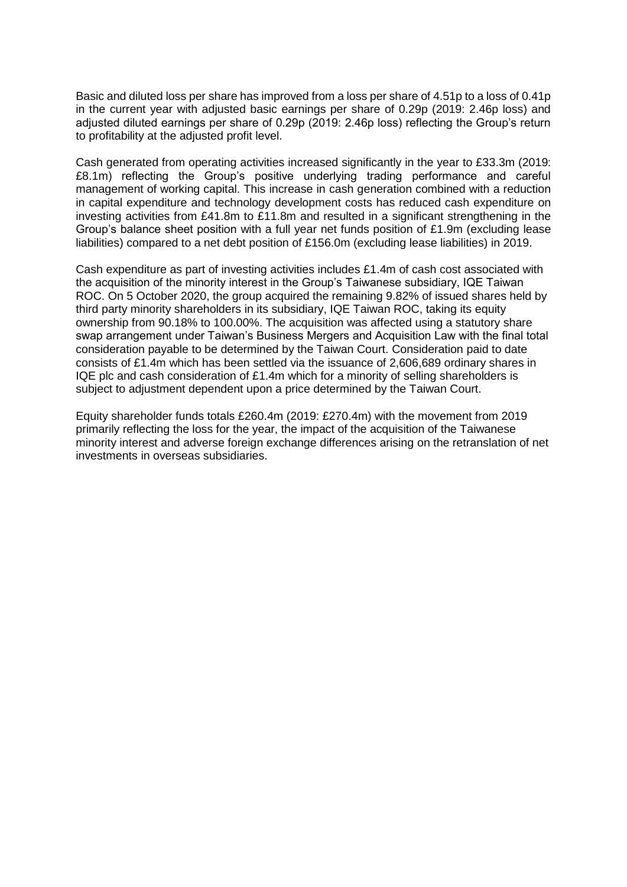Basic and diluted loss per share has improved from a loss per share of 4.51p to a loss of 0.41p in the current year with adjusted basic earnings per share of 0.29p (2019: 2.46p loss) and adjusted diluted earnings per share of 0.29p (2019: 2.46p loss) reflecting the Group's return to profitability at the adjusted profit level.

Cash generated from operating activities increased significantly in the year to £33.3m (2019: £8.1m) reflecting the Group's positive underlying trading performance and careful management of working capital. This increase in cash generation combined with a reduction in capital expenditure and technology development costs has reduced cash expenditure on investing activities from £41.8m to £11.8m and resulted in a significant strengthening in the Group's balance sheet position with a full year net funds position of £1.9m (excluding lease liabilities) compared to a net debt position of £156.0m (excluding lease liabilities) in 2019.

Cash expenditure as part of investing activities includes £1.4m of cash cost associated with the acquisition of the minority interest in the Group's Taiwanese subsidiary, IQE Taiwan ROC. On 5 October 2020, the group acquired the remaining 9.82% of issued shares held by third party minority shareholders in its subsidiary, IQE Taiwan ROC, taking its equity ownership from 90.18% to 100.00%. The acquisition was affected using a statutory share swap arrangement under Taiwan's Business Mergers and Acquisition Law with the final total consideration payable to be determined by the Taiwan Court. Consideration paid to date consists of £1.4m which has been settled via the issuance of 2,606,689 ordinary shares in IQE plc and cash consideration of £1.4m which for a minority of selling shareholders is subject to adjustment dependent upon a price determined by the Taiwan Court.

Equity shareholder funds totals £260.4m (2019: £270.4m) with the movement from 2019 primarily reflecting the loss for the year, the impact of the acquisition of the Taiwanese minority interest and adverse foreign exchange differences arising on the retranslation of net investments in overseas subsidiaries.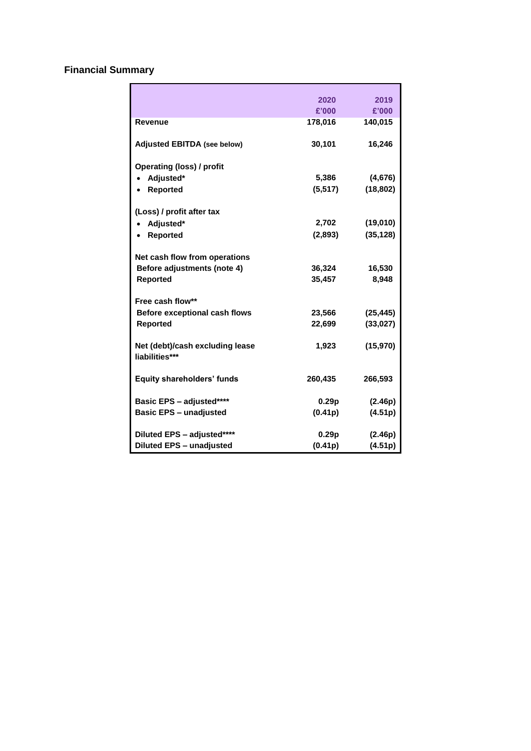## Financial Summary

| | 2020 £'000 | 2019 £'000 |
|---|---|---|
| **Revenue** | **178,016** | **140,015** |
| | | |
| **Adjusted EBITDA** (see below) | **30,101** | **16,246** |
| | | |
| **Operating (loss) / profit** | | |
| • **Adjusted*** | **5,386** | **(4,676)** |
| • **Reported** | **(5,517)** | **(18,802)** |
| | | |
| **(Loss) / profit after tax** | | |
| • **Adjusted*** | **2,702** | **(19,010)** |
| • **Reported** | **(2,893)** | **(35,128)** |
| | | |
| **Net cash flow from operations** | | |
| **Before adjustments (note 4)** | **36,324** | **16,530** |
| **Reported** | **35,457** | **8,948** |
| | | |
| **Free cash flow**** | | |
| **Before exceptional cash flows** | **23,566** | **(25,445)** |
| **Reported** | **22,699** | **(33,027)** |
| | | |
| **Net (debt)/cash excluding lease liabilities***** | **1,923** | **(15,970)** |
| | | |
| **Equity shareholders' funds** | **260,435** | **266,593** |
| | | |
| **Basic EPS – adjusted****** | **0.29p** | **(2.46p)** |
| **Basic EPS – unadjusted** | **(0.41p)** | **(4.51p)** |
| | | |
| **Diluted EPS – adjusted****** | **0.29p** | **(2.46p)** |
| **Diluted EPS – unadjusted** | **(0.41p)** | **(4.51p)** |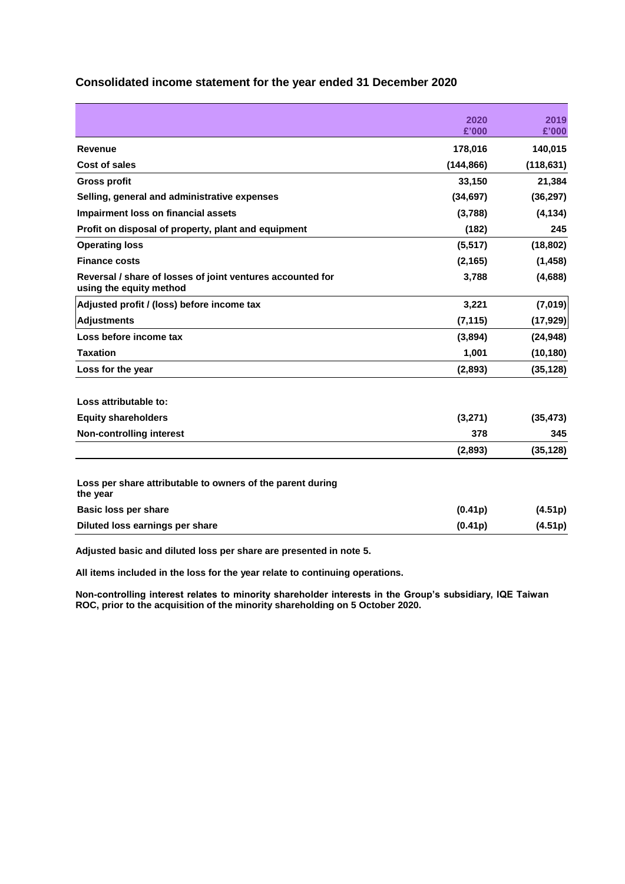## Consolidated income statement for the year ended 31 December 2020

| | 2020<br>£'000 | 2019<br>£'000 |
|---|---|---|
| **Revenue** | **178,016** | **140,015** |
| **Cost of sales** | **(144,866)** | **(118,631)** |
| **Gross profit** | **33,150** | **21,384** |
| **Selling, general and administrative expenses** | **(34,697)** | **(36,297)** |
| **Impairment loss on financial assets** | **(3,788)** | **(4,134)** |
| **Profit on disposal of property, plant and equipment** | **(182)** | **245** |
| **Operating loss** | **(5,517)** | **(18,802)** |
| **Finance costs** | **(2,165)** | **(1,458)** |
| **Reversal / share of losses of joint ventures accounted for using the equity method** | **3,788** | **(4,688)** |
| **Adjusted profit / (loss) before income tax** | **3,221** | **(7,019)** |
| **Adjustments** | **(7,115)** | **(17,929)** |
| **Loss before income tax** | **(3,894)** | **(24,948)** |
| **Taxation** | **1,001** | **(10,180)** |
| **Loss for the year** | **(2,893)** | **(35,128)** |
| | | |
| **Loss attributable to:** | | |
| **Equity shareholders** | **(3,271)** | **(35,473)** |
| **Non-controlling interest** | **378** | **345** |
| | **(2,893)** | **(35,128)** |
| | | |
| **Loss per share attributable to owners of the parent during the year** | | |
| **Basic loss per share** | **(0.41p)** | **(4.51p)** |
| **Diluted loss earnings per share** | **(0.41p)** | **(4.51p)** |

**Adjusted basic and diluted loss per share are presented in note 5.**

**All items included in the loss for the year relate to continuing operations.**

**Non-controlling interest relates to minority shareholder interests in the Group's subsidiary, IQE Taiwan ROC, prior to the acquisition of the minority shareholding on 5 October 2020.**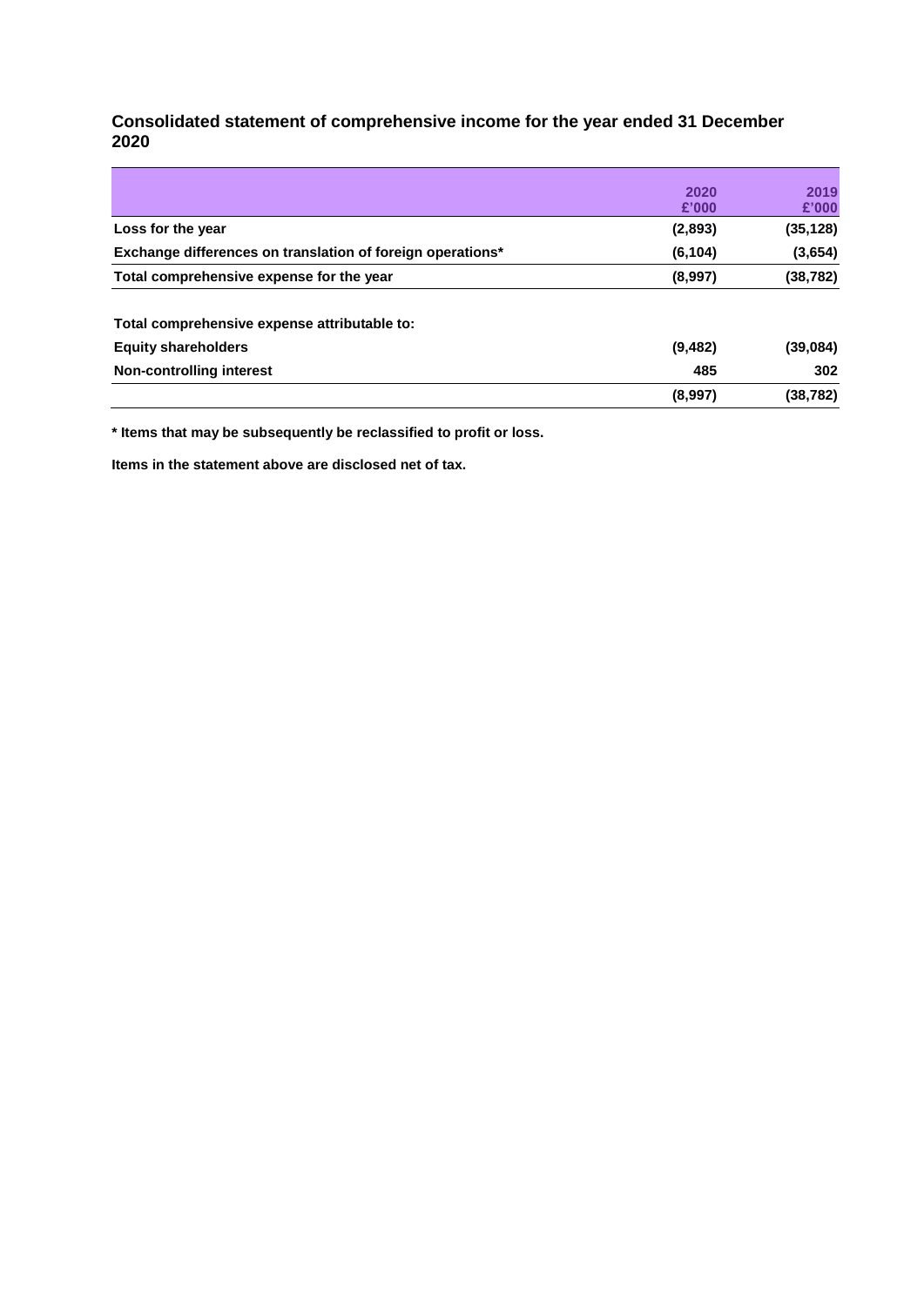## Consolidated statement of comprehensive income for the year ended 31 December 2020

| | 2020<br>£'000 | 2019<br>£'000 |
|---|---|---|
| **Loss for the year** | **(2,893)** | **(35,128)** |
| **Exchange differences on translation of foreign operations*** | **(6,104)** | **(3,654)** |
| **Total comprehensive expense for the year** | **(8,997)** | **(38,782)** |
| | | |
| **Total comprehensive expense attributable to:** | | |
| **Equity shareholders** | **(9,482)** | **(39,084)** |
| **Non-controlling interest** | **485** | **302** |
| | **(8,997)** | **(38,782)** |

**\* Items that may be subsequently be reclassified to profit or loss.**

**Items in the statement above are disclosed net of tax.**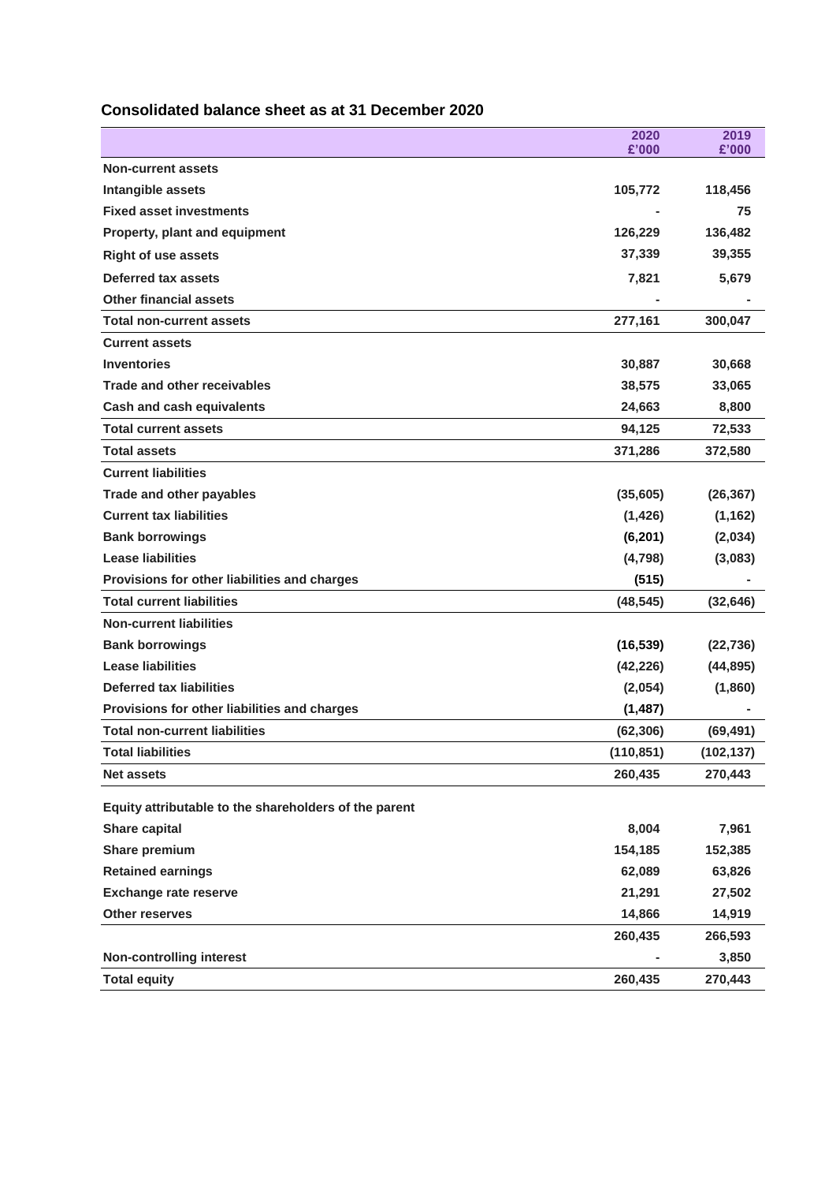## Consolidated balance sheet as at 31 December 2020

| | 2020 £'000 | 2019 £'000 |
|---|---|---|
| **Non-current assets** | | |
| **Intangible assets** | **105,772** | **118,456** |
| **Fixed asset investments** | **-** | **75** |
| **Property, plant and equipment** | **126,229** | **136,482** |
| **Right of use assets** | **37,339** | **39,355** |
| **Deferred tax assets** | **7,821** | **5,679** |
| **Other financial assets** | **-** | **-** |
| **Total non-current assets** | **277,161** | **300,047** |
| **Current assets** | | |
| **Inventories** | **30,887** | **30,668** |
| **Trade and other receivables** | **38,575** | **33,065** |
| **Cash and cash equivalents** | **24,663** | **8,800** |
| **Total current assets** | **94,125** | **72,533** |
| **Total assets** | **371,286** | **372,580** |
| **Current liabilities** | | |
| **Trade and other payables** | **(35,605)** | **(26,367)** |
| **Current tax liabilities** | **(1,426)** | **(1,162)** |
| **Bank borrowings** | **(6,201)** | **(2,034)** |
| **Lease liabilities** | **(4,798)** | **(3,083)** |
| **Provisions for other liabilities and charges** | **(515)** | **-** |
| **Total current liabilities** | **(48,545)** | **(32,646)** |
| **Non-current liabilities** | | |
| **Bank borrowings** | **(16,539)** | **(22,736)** |
| **Lease liabilities** | **(42,226)** | **(44,895)** |
| **Deferred tax liabilities** | **(2,054)** | **(1,860)** |
| **Provisions for other liabilities and charges** | **(1,487)** | **-** |
| **Total non-current liabilities** | **(62,306)** | **(69,491)** |
| **Total liabilities** | **(110,851)** | **(102,137)** |
| **Net assets** | **260,435** | **270,443** |
| | | |
| **Equity attributable to the shareholders of the parent** | | |
| **Share capital** | **8,004** | **7,961** |
| **Share premium** | **154,185** | **152,385** |
| **Retained earnings** | **62,089** | **63,826** |
| **Exchange rate reserve** | **21,291** | **27,502** |
| **Other reserves** | **14,866** | **14,919** |
| | **260,435** | **266,593** |
| **Non-controlling interest** | **-** | **3,850** |
| **Total equity** | **260,435** | **270,443** |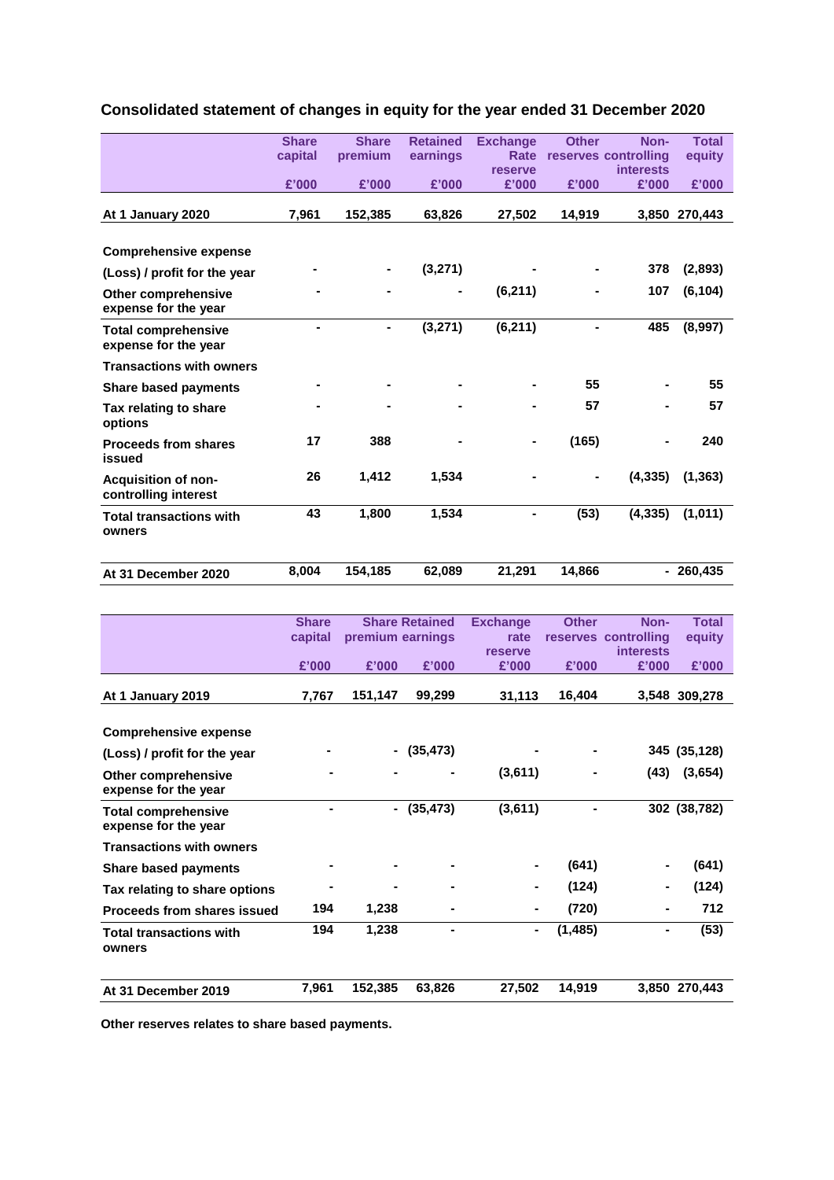## Consolidated statement of changes in equity for the year ended 31 December 2020

| | Share capital | Share premium | Retained earnings | Exchange Rate reserve | Other reserves | Non-controlling interests | Total equity |
|---|---|---|---|---|---|---|---|
| | £'000 | £'000 | £'000 | £'000 | £'000 | £'000 | £'000 |
| **At 1 January 2020** | **7,961** | **152,385** | **63,826** | **27,502** | **14,919** | **3,850** | **270,443** |
| **Comprehensive expense** | | | | | | | |
| **(Loss) / profit for the year** | - | - | (3,271) | - | - | 378 | (2,893) |
| **Other comprehensive expense for the year** | - | - | - | (6,211) | - | 107 | (6,104) |
| **Total comprehensive expense for the year** | - | - | (3,271) | (6,211) | - | 485 | (8,997) |
| **Transactions with owners** | | | | | | | |
| **Share based payments** | - | - | - | - | 55 | - | 55 |
| **Tax relating to share options** | - | - | - | - | 57 | - | 57 |
| **Proceeds from shares issued** | 17 | 388 | - | - | (165) | - | 240 |
| **Acquisition of non-controlling interest** | 26 | 1,412 | 1,534 | - | - | (4,335) | (1,363) |
| **Total transactions with owners** | 43 | 1,800 | 1,534 | - | (53) | (4,335) | (1,011) |
| **At 31 December 2020** | 8,004 | 154,185 | 62,089 | 21,291 | 14,866 | - | 260,435 |

| | Share capital | Share premium | Retained earnings | Exchange rate reserve | Other reserves | Non-controlling interests | Total equity |
|---|---|---|---|---|---|---|---|
| | £'000 | £'000 | £'000 | £'000 | £'000 | £'000 | £'000 |
| **At 1 January 2019** | **7,767** | **151,147** | **99,299** | **31,113** | **16,404** | **3,548** | **309,278** |
| **Comprehensive expense** | | | | | | | |
| **(Loss) / profit for the year** | - | - | (35,473) | - | - | 345 | (35,128) |
| **Other comprehensive expense for the year** | - | - | - | (3,611) | - | (43) | (3,654) |
| **Total comprehensive expense for the year** | - | - | (35,473) | (3,611) | - | 302 | (38,782) |
| **Transactions with owners** | | | | | | | |
| **Share based payments** | - | - | - | - | (641) | - | (641) |
| **Tax relating to share options** | - | - | - | - | (124) | - | (124) |
| **Proceeds from shares issued** | 194 | 1,238 | - | - | (720) | - | 712 |
| **Total transactions with owners** | 194 | 1,238 | - | - | (1,485) | - | (53) |
| **At 31 December 2019** | 7,961 | 152,385 | 63,826 | 27,502 | 14,919 | 3,850 | 270,443 |

**Other reserves relates to share based payments.**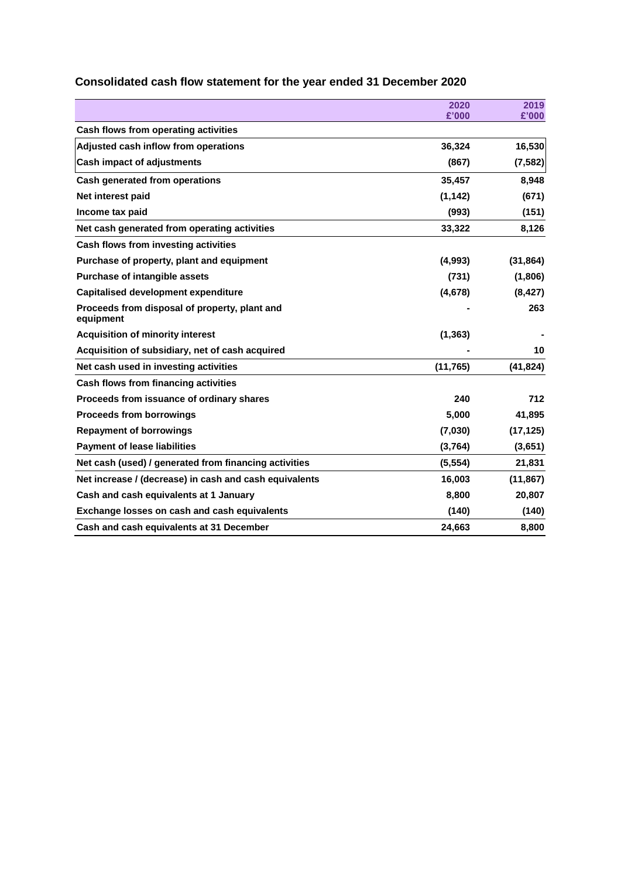## Consolidated cash flow statement for the year ended 31 December 2020

| | 2020 £'000 | 2019 £'000 |
|---|---|---|
| **Cash flows from operating activities** | | |
| **Adjusted cash inflow from operations** | **36,324** | **16,530** |
| **Cash impact of adjustments** | **(867)** | **(7,582)** |
| **Cash generated from operations** | **35,457** | **8,948** |
| **Net interest paid** | **(1,142)** | **(671)** |
| **Income tax paid** | **(993)** | **(151)** |
| **Net cash generated from operating activities** | **33,322** | **8,126** |
| **Cash flows from investing activities** | | |
| **Purchase of property, plant and equipment** | **(4,993)** | **(31,864)** |
| **Purchase of intangible assets** | **(731)** | **(1,806)** |
| **Capitalised development expenditure** | **(4,678)** | **(8,427)** |
| **Proceeds from disposal of property, plant and equipment** | **-** | **263** |
| **Acquisition of minority interest** | **(1,363)** | **-** |
| **Acquisition of subsidiary, net of cash acquired** | **-** | **10** |
| **Net cash used in investing activities** | **(11,765)** | **(41,824)** |
| **Cash flows from financing activities** | | |
| **Proceeds from issuance of ordinary shares** | **240** | **712** |
| **Proceeds from borrowings** | **5,000** | **41,895** |
| **Repayment of borrowings** | **(7,030)** | **(17,125)** |
| **Payment of lease liabilities** | **(3,764)** | **(3,651)** |
| **Net cash (used) / generated from financing activities** | **(5,554)** | **21,831** |
| **Net increase / (decrease) in cash and cash equivalents** | **16,003** | **(11,867)** |
| **Cash and cash equivalents at 1 January** | **8,800** | **20,807** |
| **Exchange losses on cash and cash equivalents** | **(140)** | **(140)** |
| **Cash and cash equivalents at 31 December** | **24,663** | **8,800** |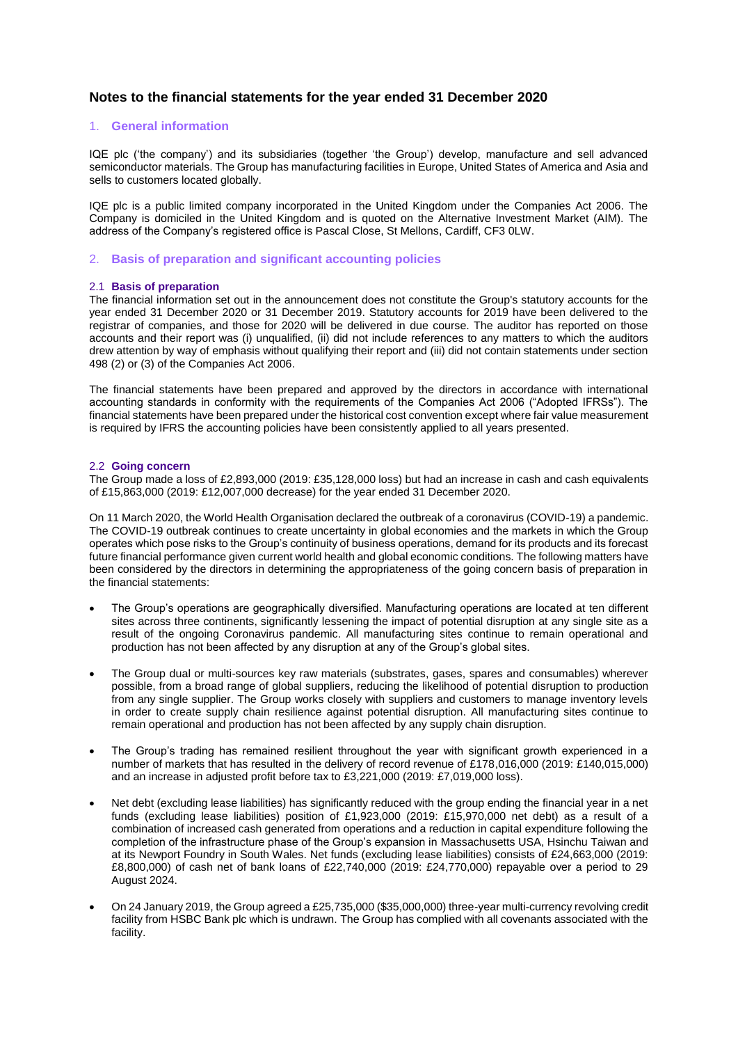# Notes to the financial statements for the year ended 31 December 2020

## 1. General information

IQE plc ('the company') and its subsidiaries (together 'the Group') develop, manufacture and sell advanced semiconductor materials. The Group has manufacturing facilities in Europe, United States of America and Asia and sells to customers located globally.

IQE plc is a public limited company incorporated in the United Kingdom under the Companies Act 2006. The Company is domiciled in the United Kingdom and is quoted on the Alternative Investment Market (AIM). The address of the Company's registered office is Pascal Close, St Mellons, Cardiff, CF3 0LW.

## 2. Basis of preparation and significant accounting policies

### 2.1 Basis of preparation

The financial information set out in the announcement does not constitute the Group's statutory accounts for the year ended 31 December 2020 or 31 December 2019. Statutory accounts for 2019 have been delivered to the registrar of companies, and those for 2020 will be delivered in due course. The auditor has reported on those accounts and their report was (i) unqualified, (ii) did not include references to any matters to which the auditors drew attention by way of emphasis without qualifying their report and (iii) did not contain statements under section 498 (2) or (3) of the Companies Act 2006.

The financial statements have been prepared and approved by the directors in accordance with international accounting standards in conformity with the requirements of the Companies Act 2006 ("Adopted IFRSs"). The financial statements have been prepared under the historical cost convention except where fair value measurement is required by IFRS the accounting policies have been consistently applied to all years presented.

### 2.2 Going concern

The Group made a loss of £2,893,000 (2019: £35,128,000 loss) but had an increase in cash and cash equivalents of £15,863,000 (2019: £12,007,000 decrease) for the year ended 31 December 2020.

On 11 March 2020, the World Health Organisation declared the outbreak of a coronavirus (COVID-19) a pandemic. The COVID-19 outbreak continues to create uncertainty in global economies and the markets in which the Group operates which pose risks to the Group's continuity of business operations, demand for its products and its forecast future financial performance given current world health and global economic conditions. The following matters have been considered by the directors in determining the appropriateness of the going concern basis of preparation in the financial statements:

- The Group's operations are geographically diversified. Manufacturing operations are located at ten different sites across three continents, significantly lessening the impact of potential disruption at any single site as a result of the ongoing Coronavirus pandemic. All manufacturing sites continue to remain operational and production has not been affected by any disruption at any of the Group's global sites.

- The Group dual or multi-sources key raw materials (substrates, gases, spares and consumables) wherever possible, from a broad range of global suppliers, reducing the likelihood of potential disruption to production from any single supplier. The Group works closely with suppliers and customers to manage inventory levels in order to create supply chain resilience against potential disruption. All manufacturing sites continue to remain operational and production has not been affected by any supply chain disruption.

- The Group's trading has remained resilient throughout the year with significant growth experienced in a number of markets that has resulted in the delivery of record revenue of £178,016,000 (2019: £140,015,000) and an increase in adjusted profit before tax to £3,221,000 (2019: £7,019,000 loss).

- Net debt (excluding lease liabilities) has significantly reduced with the group ending the financial year in a net funds (excluding lease liabilities) position of £1,923,000 (2019: £15,970,000 net debt) as a result of a combination of increased cash generated from operations and a reduction in capital expenditure following the completion of the infrastructure phase of the Group's expansion in Massachusetts USA, Hsinchu Taiwan and at its Newport Foundry in South Wales. Net funds (excluding lease liabilities) consists of £24,663,000 (2019: £8,800,000) of cash net of bank loans of £22,740,000 (2019: £24,770,000) repayable over a period to 29 August 2024.

- On 24 January 2019, the Group agreed a £25,735,000 ($35,000,000) three-year multi-currency revolving credit facility from HSBC Bank plc which is undrawn. The Group has complied with all covenants associated with the facility.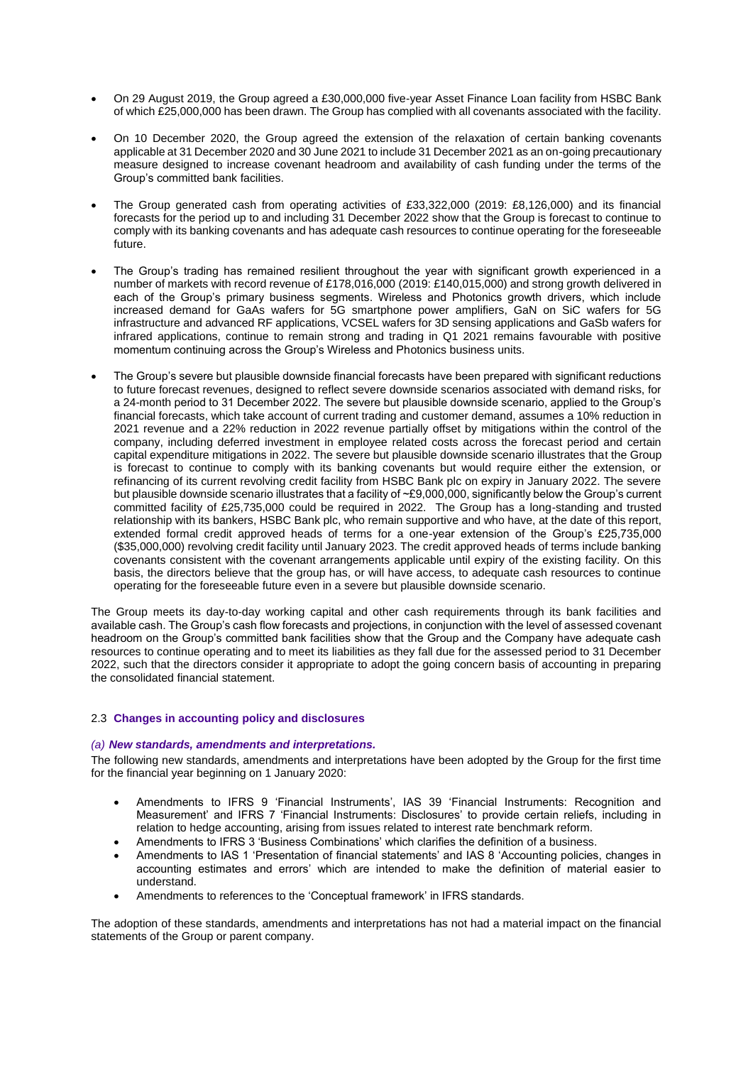- On 29 August 2019, the Group agreed a £30,000,000 five-year Asset Finance Loan facility from HSBC Bank of which £25,000,000 has been drawn. The Group has complied with all covenants associated with the facility.
- On 10 December 2020, the Group agreed the extension of the relaxation of certain banking covenants applicable at 31 December 2020 and 30 June 2021 to include 31 December 2021 as an on-going precautionary measure designed to increase covenant headroom and availability of cash funding under the terms of the Group's committed bank facilities.
- The Group generated cash from operating activities of £33,322,000 (2019: £8,126,000) and its financial forecasts for the period up to and including 31 December 2022 show that the Group is forecast to continue to comply with its banking covenants and has adequate cash resources to continue operating for the foreseeable future.
- The Group's trading has remained resilient throughout the year with significant growth experienced in a number of markets with record revenue of £178,016,000 (2019: £140,015,000) and strong growth delivered in each of the Group's primary business segments. Wireless and Photonics growth drivers, which include increased demand for GaAs wafers for 5G smartphone power amplifiers, GaN on SiC wafers for 5G infrastructure and advanced RF applications, VCSEL wafers for 3D sensing applications and GaSb wafers for infrared applications, continue to remain strong and trading in Q1 2021 remains favourable with positive momentum continuing across the Group's Wireless and Photonics business units.
- The Group's severe but plausible downside financial forecasts have been prepared with significant reductions to future forecast revenues, designed to reflect severe downside scenarios associated with demand risks, for a 24-month period to 31 December 2022. The severe but plausible downside scenario, applied to the Group's financial forecasts, which take account of current trading and customer demand, assumes a 10% reduction in 2021 revenue and a 22% reduction in 2022 revenue partially offset by mitigations within the control of the company, including deferred investment in employee related costs across the forecast period and certain capital expenditure mitigations in 2022. The severe but plausible downside scenario illustrates that the Group is forecast to continue to comply with its banking covenants but would require either the extension, or refinancing of its current revolving credit facility from HSBC Bank plc on expiry in January 2022. The severe but plausible downside scenario illustrates that a facility of ~£9,000,000, significantly below the Group's current committed facility of £25,735,000 could be required in 2022. The Group has a long-standing and trusted relationship with its bankers, HSBC Bank plc, who remain supportive and who have, at the date of this report, extended formal credit approved heads of terms for a one-year extension of the Group's £25,735,000 ($35,000,000) revolving credit facility until January 2023. The credit approved heads of terms include banking covenants consistent with the covenant arrangements applicable until expiry of the existing facility. On this basis, the directors believe that the group has, or will have access, to adequate cash resources to continue operating for the foreseeable future even in a severe but plausible downside scenario.

The Group meets its day-to-day working capital and other cash requirements through its bank facilities and available cash. The Group's cash flow forecasts and projections, in conjunction with the level of assessed covenant headroom on the Group's committed bank facilities show that the Group and the Company have adequate cash resources to continue operating and to meet its liabilities as they fall due for the assessed period to 31 December 2022, such that the directors consider it appropriate to adopt the going concern basis of accounting in preparing the consolidated financial statement.

## 2.3 Changes in accounting policy and disclosures

### *(a) New standards, amendments and interpretations.*

The following new standards, amendments and interpretations have been adopted by the Group for the first time for the financial year beginning on 1 January 2020:

- Amendments to IFRS 9 'Financial Instruments', IAS 39 'Financial Instruments: Recognition and Measurement' and IFRS 7 'Financial Instruments: Disclosures' to provide certain reliefs, including in relation to hedge accounting, arising from issues related to interest rate benchmark reform.
- Amendments to IFRS 3 'Business Combinations' which clarifies the definition of a business.
- Amendments to IAS 1 'Presentation of financial statements' and IAS 8 'Accounting policies, changes in accounting estimates and errors' which are intended to make the definition of material easier to understand.
- Amendments to references to the 'Conceptual framework' in IFRS standards.

The adoption of these standards, amendments and interpretations has not had a material impact on the financial statements of the Group or parent company.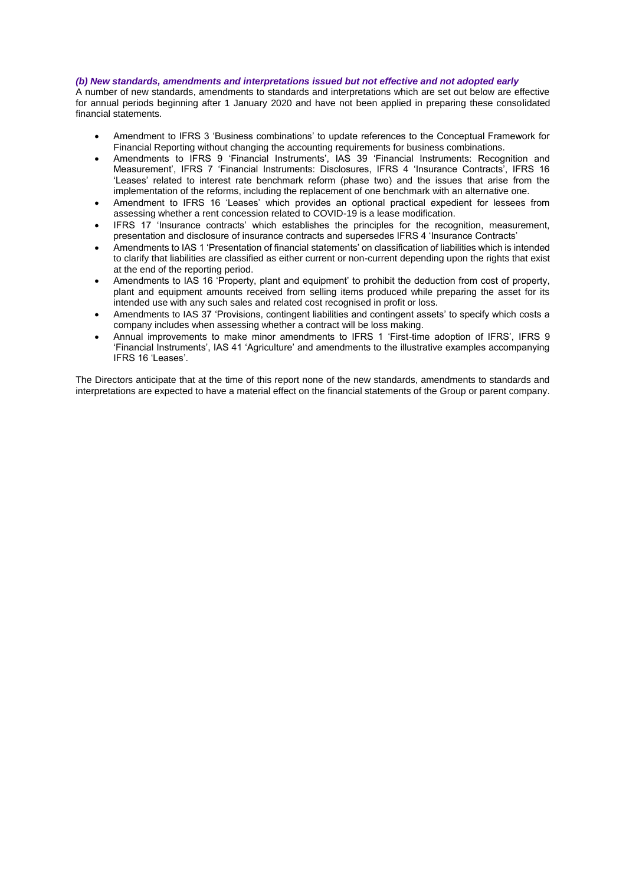### *(b) New standards, amendments and interpretations issued but not effective and not adopted early*

A number of new standards, amendments to standards and interpretations which are set out below are effective for annual periods beginning after 1 January 2020 and have not been applied in preparing these consolidated financial statements.

- Amendment to IFRS 3 'Business combinations' to update references to the Conceptual Framework for Financial Reporting without changing the accounting requirements for business combinations.
- Amendments to IFRS 9 'Financial Instruments', IAS 39 'Financial Instruments: Recognition and Measurement', IFRS 7 'Financial Instruments: Disclosures, IFRS 4 'Insurance Contracts', IFRS 16 'Leases' related to interest rate benchmark reform (phase two) and the issues that arise from the implementation of the reforms, including the replacement of one benchmark with an alternative one.
- Amendment to IFRS 16 'Leases' which provides an optional practical expedient for lessees from assessing whether a rent concession related to COVID-19 is a lease modification.
- IFRS 17 'Insurance contracts' which establishes the principles for the recognition, measurement, presentation and disclosure of insurance contracts and supersedes IFRS 4 'Insurance Contracts'
- Amendments to IAS 1 'Presentation of financial statements' on classification of liabilities which is intended to clarify that liabilities are classified as either current or non-current depending upon the rights that exist at the end of the reporting period.
- Amendments to IAS 16 'Property, plant and equipment' to prohibit the deduction from cost of property, plant and equipment amounts received from selling items produced while preparing the asset for its intended use with any such sales and related cost recognised in profit or loss.
- Amendments to IAS 37 'Provisions, contingent liabilities and contingent assets' to specify which costs a company includes when assessing whether a contract will be loss making.
- Annual improvements to make minor amendments to IFRS 1 'First-time adoption of IFRS', IFRS 9 'Financial Instruments', IAS 41 'Agriculture' and amendments to the illustrative examples accompanying IFRS 16 'Leases'.

The Directors anticipate that at the time of this report none of the new standards, amendments to standards and interpretations are expected to have a material effect on the financial statements of the Group or parent company.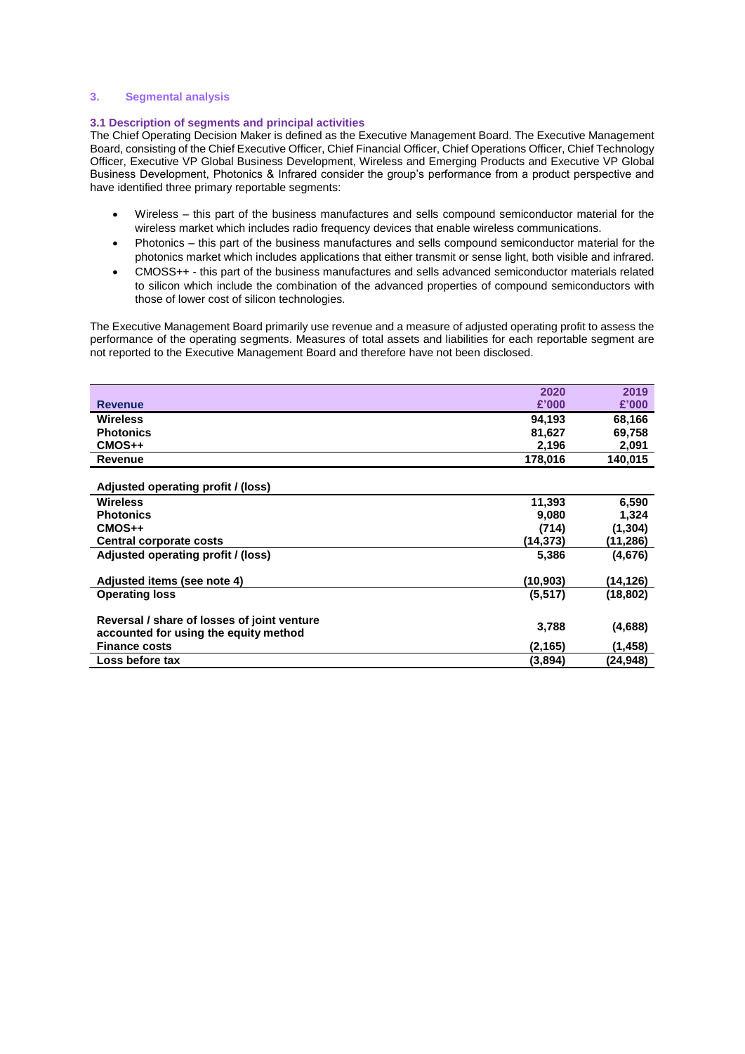## 3. Segmental analysis

### 3.1 Description of segments and principal activities

The Chief Operating Decision Maker is defined as the Executive Management Board. The Executive Management Board, consisting of the Chief Executive Officer, Chief Financial Officer, Chief Operations Officer, Chief Technology Officer, Executive VP Global Business Development, Wireless and Emerging Products and Executive VP Global Business Development, Photonics & Infrared consider the group's performance from a product perspective and have identified three primary reportable segments:

- Wireless – this part of the business manufactures and sells compound semiconductor material for the wireless market which includes radio frequency devices that enable wireless communications.
- Photonics – this part of the business manufactures and sells compound semiconductor material for the photonics market which includes applications that either transmit or sense light, both visible and infrared.
- CMOSS++ - this part of the business manufactures and sells advanced semiconductor materials related to silicon which include the combination of the advanced properties of compound semiconductors with those of lower cost of silicon technologies.

The Executive Management Board primarily use revenue and a measure of adjusted operating profit to assess the performance of the operating segments. Measures of total assets and liabilities for each reportable segment are not reported to the Executive Management Board and therefore have not been disclosed.

| Revenue | 2020 £'000 | 2019 £'000 |
|---|---|---|
| **Wireless** | **94,193** | **68,166** |
| **Photonics** | **81,627** | **69,758** |
| **CMOS++** | **2,196** | **2,091** |
| **Revenue** | **178,016** | **140,015** |
| | | |
| **Adjusted operating profit / (loss)** | | |
| **Wireless** | **11,393** | **6,590** |
| **Photonics** | **9,080** | **1,324** |
| **CMOS++** | **(714)** | **(1,304)** |
| **Central corporate costs** | **(14,373)** | **(11,286)** |
| **Adjusted operating profit / (loss)** | **5,386** | **(4,676)** |
| | | |
| **Adjusted items (see note 4)** | **(10,903)** | **(14,126)** |
| **Operating loss** | **(5,517)** | **(18,802)** |
| | | |
| **Reversal / share of losses of joint venture accounted for using the equity method** | **3,788** | **(4,688)** |
| **Finance costs** | **(2,165)** | **(1,458)** |
| **Loss before tax** | **(3,894)** | **(24,948)** |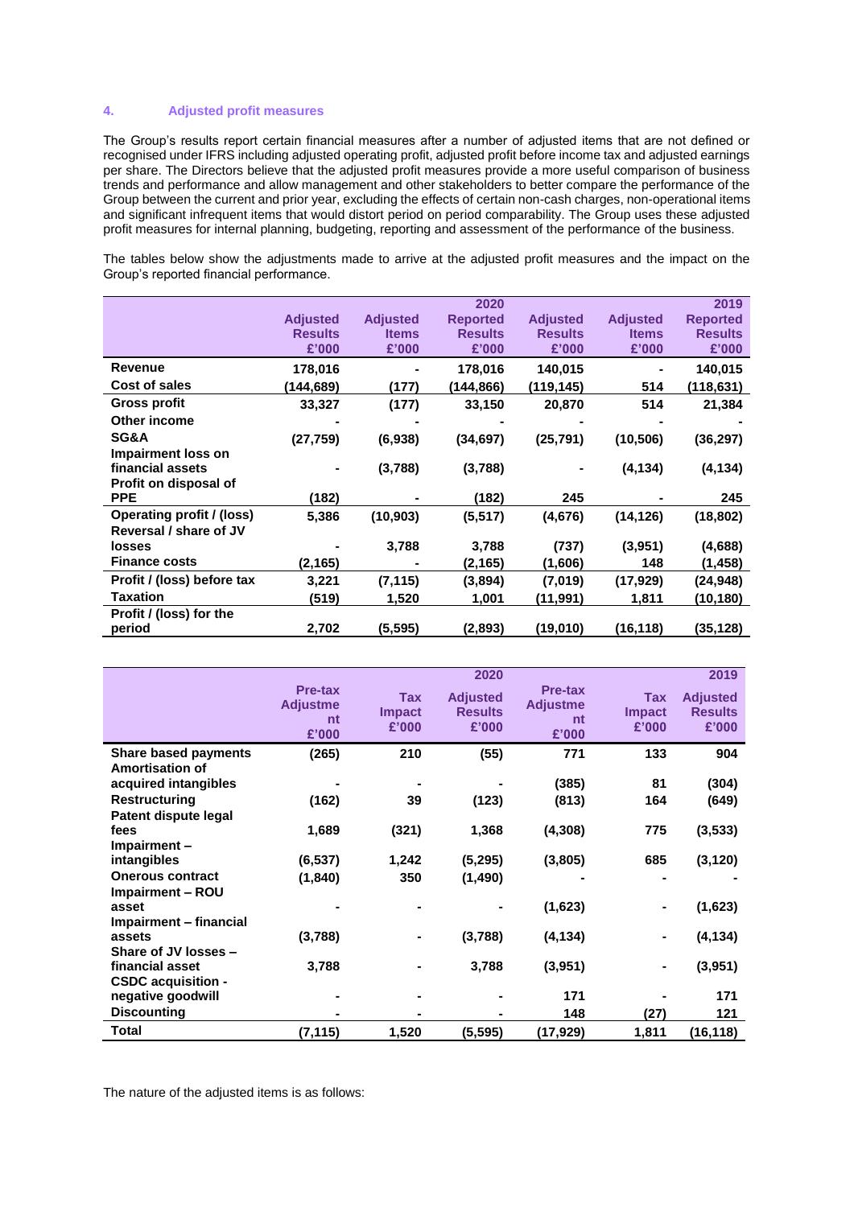## 4. Adjusted profit measures

The Group's results report certain financial measures after a number of adjusted items that are not defined or recognised under IFRS including adjusted operating profit, adjusted profit before income tax and adjusted earnings per share. The Directors believe that the adjusted profit measures provide a more useful comparison of business trends and performance and allow management and other stakeholders to better compare the performance of the Group between the current and prior year, excluding the effects of certain non-cash charges, non-operational items and significant infrequent items that would distort period on period comparability. The Group uses these adjusted profit measures for internal planning, budgeting, reporting and assessment of the performance of the business.

The tables below show the adjustments made to arrive at the adjusted profit measures and the impact on the Group's reported financial performance.

| | | | 2020 | | | 2019 |
|---|---|---|---|---|---|---|
| | Adjusted Results £'000 | Adjusted Items £'000 | Reported Results £'000 | Adjusted Results £'000 | Adjusted Items £'000 | Reported Results £'000 |
| **Revenue** | 178,016 | - | 178,016 | 140,015 | - | 140,015 |
| **Cost of sales** | (144,689) | (177) | (144,866) | (119,145) | 514 | (118,631) |
| **Gross profit** | 33,327 | (177) | 33,150 | 20,870 | 514 | 21,384 |
| **Other income** | - | - | - | - | - | - |
| **SG&A** | (27,759) | (6,938) | (34,697) | (25,791) | (10,506) | (36,297) |
| **Impairment loss on financial assets** | - | (3,788) | (3,788) | - | (4,134) | (4,134) |
| **Profit on disposal of PPE** | (182) | - | (182) | 245 | - | 245 |
| **Operating profit / (loss)** | 5,386 | (10,903) | (5,517) | (4,676) | (14,126) | (18,802) |
| **Reversal / share of JV losses** | - | 3,788 | 3,788 | (737) | (3,951) | (4,688) |
| **Finance costs** | (2,165) | - | (2,165) | (1,606) | 148 | (1,458) |
| **Profit / (loss) before tax** | 3,221 | (7,115) | (3,894) | (7,019) | (17,929) | (24,948) |
| **Taxation** | (519) | 1,520 | 1,001 | (11,991) | 1,811 | (10,180) |
| **Profit / (loss) for the period** | 2,702 | (5,595) | (2,893) | (19,010) | (16,118) | (35,128) |

| | | | 2020 | | | 2019 |
|---|---|---|---|---|---|---|
| | Pre-tax Adjustment £'000 | Tax Impact £'000 | Adjusted Results £'000 | Pre-tax Adjustment £'000 | Tax Impact £'000 | Adjusted Results £'000 |
| **Share based payments** | (265) | 210 | (55) | 771 | 133 | 904 |
| **Amortisation of acquired intangibles** | - | - | - | (385) | 81 | (304) |
| **Restructuring** | (162) | 39 | (123) | (813) | 164 | (649) |
| **Patent dispute legal fees** | 1,689 | (321) | 1,368 | (4,308) | 775 | (3,533) |
| **Impairment – intangibles** | (6,537) | 1,242 | (5,295) | (3,805) | 685 | (3,120) |
| **Onerous contract** | (1,840) | 350 | (1,490) | - | - | - |
| **Impairment – ROU asset** | - | - | - | (1,623) | - | (1,623) |
| **Impairment – financial assets** | (3,788) | - | (3,788) | (4,134) | - | (4,134) |
| **Share of JV losses – financial asset** | 3,788 | - | 3,788 | (3,951) | - | (3,951) |
| **CSDC acquisition - negative goodwill** | - | - | - | 171 | - | 171 |
| **Discounting** | - | - | - | 148 | (27) | 121 |
| **Total** | (7,115) | 1,520 | (5,595) | (17,929) | 1,811 | (16,118) |

The nature of the adjusted items is as follows: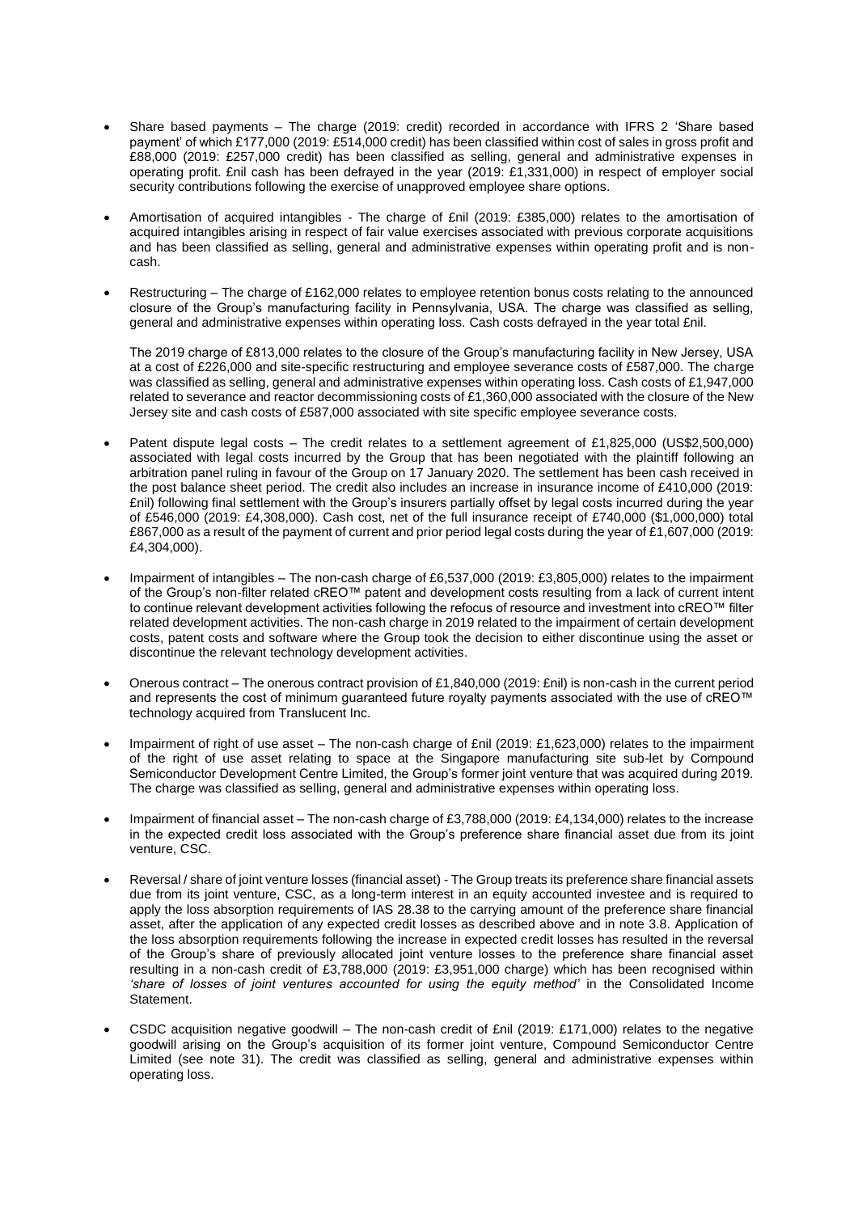- Share based payments – The charge (2019: credit) recorded in accordance with IFRS 2 'Share based payment' of which £177,000 (2019: £514,000 credit) has been classified within cost of sales in gross profit and £88,000 (2019: £257,000 credit) has been classified as selling, general and administrative expenses in operating profit. £nil cash has been defrayed in the year (2019: £1,331,000) in respect of employer social security contributions following the exercise of unapproved employee share options.

- Amortisation of acquired intangibles - The charge of £nil (2019: £385,000) relates to the amortisation of acquired intangibles arising in respect of fair value exercises associated with previous corporate acquisitions and has been classified as selling, general and administrative expenses within operating profit and is non-cash.

- Restructuring – The charge of £162,000 relates to employee retention bonus costs relating to the announced closure of the Group's manufacturing facility in Pennsylvania, USA. The charge was classified as selling, general and administrative expenses within operating loss. Cash costs defrayed in the year total £nil.

  The 2019 charge of £813,000 relates to the closure of the Group's manufacturing facility in New Jersey, USA at a cost of £226,000 and site-specific restructuring and employee severance costs of £587,000. The charge was classified as selling, general and administrative expenses within operating loss. Cash costs of £1,947,000 related to severance and reactor decommissioning costs of £1,360,000 associated with the closure of the New Jersey site and cash costs of £587,000 associated with site specific employee severance costs.

- Patent dispute legal costs – The credit relates to a settlement agreement of £1,825,000 (US$2,500,000) associated with legal costs incurred by the Group that has been negotiated with the plaintiff following an arbitration panel ruling in favour of the Group on 17 January 2020. The settlement has been cash received in the post balance sheet period. The credit also includes an increase in insurance income of £410,000 (2019: £nil) following final settlement with the Group's insurers partially offset by legal costs incurred during the year of £546,000 (2019: £4,308,000). Cash cost, net of the full insurance receipt of £740,000 ($1,000,000) total £867,000 as a result of the payment of current and prior period legal costs during the year of £1,607,000 (2019: £4,304,000).

- Impairment of intangibles – The non-cash charge of £6,537,000 (2019: £3,805,000) relates to the impairment of the Group's non-filter related cREO™ patent and development costs resulting from a lack of current intent to continue relevant development activities following the refocus of resource and investment into cREO™ filter related development activities. The non-cash charge in 2019 related to the impairment of certain development costs, patent costs and software where the Group took the decision to either discontinue using the asset or discontinue the relevant technology development activities.

- Onerous contract – The onerous contract provision of £1,840,000 (2019: £nil) is non-cash in the current period and represents the cost of minimum guaranteed future royalty payments associated with the use of cREO™ technology acquired from Translucent Inc.

- Impairment of right of use asset – The non-cash charge of £nil (2019: £1,623,000) relates to the impairment of the right of use asset relating to space at the Singapore manufacturing site sub-let by Compound Semiconductor Development Centre Limited, the Group's former joint venture that was acquired during 2019. The charge was classified as selling, general and administrative expenses within operating loss.

- Impairment of financial asset – The non-cash charge of £3,788,000 (2019: £4,134,000) relates to the increase in the expected credit loss associated with the Group's preference share financial asset due from its joint venture, CSC.

- Reversal / share of joint venture losses (financial asset) - The Group treats its preference share financial assets due from its joint venture, CSC, as a long-term interest in an equity accounted investee and is required to apply the loss absorption requirements of IAS 28.38 to the carrying amount of the preference share financial asset, after the application of any expected credit losses as described above and in note 3.8. Application of the loss absorption requirements following the increase in expected credit losses has resulted in the reversal of the Group's share of previously allocated joint venture losses to the preference share financial asset resulting in a non-cash credit of £3,788,000 (2019: £3,951,000 charge) which has been recognised within *'share of losses of joint ventures accounted for using the equity method'* in the Consolidated Income Statement.

- CSDC acquisition negative goodwill – The non-cash credit of £nil (2019: £171,000) relates to the negative goodwill arising on the Group's acquisition of its former joint venture, Compound Semiconductor Centre Limited (see note 31). The credit was classified as selling, general and administrative expenses within operating loss.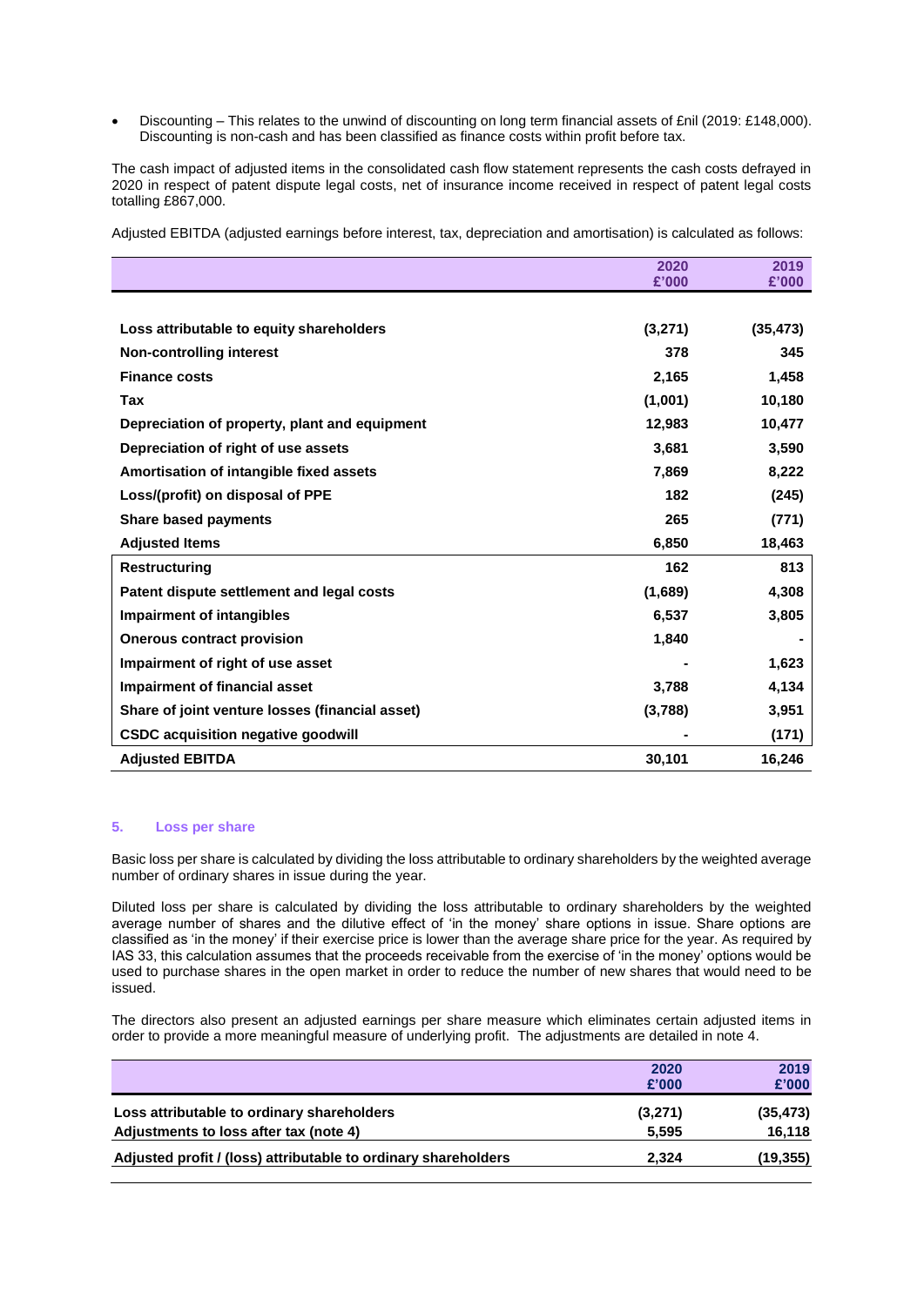- Discounting – This relates to the unwind of discounting on long term financial assets of £nil (2019: £148,000). Discounting is non-cash and has been classified as finance costs within profit before tax.

The cash impact of adjusted items in the consolidated cash flow statement represents the cash costs defrayed in 2020 in respect of patent dispute legal costs, net of insurance income received in respect of patent legal costs totalling £867,000.

Adjusted EBITDA (adjusted earnings before interest, tax, depreciation and amortisation) is calculated as follows:

| | 2020 £'000 | 2019 £'000 |
|---|---|---|
| **Loss attributable to equity shareholders** | **(3,271)** | **(35,473)** |
| **Non-controlling interest** | **378** | **345** |
| **Finance costs** | **2,165** | **1,458** |
| **Tax** | **(1,001)** | **10,180** |
| **Depreciation of property, plant and equipment** | **12,983** | **10,477** |
| **Depreciation of right of use assets** | **3,681** | **3,590** |
| **Amortisation of intangible fixed assets** | **7,869** | **8,222** |
| **Loss/(profit) on disposal of PPE** | **182** | **(245)** |
| **Share based payments** | **265** | **(771)** |
| **Adjusted Items** | **6,850** | **18,463** |
| **Restructuring** | **162** | **813** |
| **Patent dispute settlement and legal costs** | **(1,689)** | **4,308** |
| **Impairment of intangibles** | **6,537** | **3,805** |
| **Onerous contract provision** | **1,840** | **-** |
| **Impairment of right of use asset** | **-** | **1,623** |
| **Impairment of financial asset** | **3,788** | **4,134** |
| **Share of joint venture losses (financial asset)** | **(3,788)** | **3,951** |
| **CSDC acquisition negative goodwill** | **-** | **(171)** |
| **Adjusted EBITDA** | **30,101** | **16,246** |

## 5. Loss per share

Basic loss per share is calculated by dividing the loss attributable to ordinary shareholders by the weighted average number of ordinary shares in issue during the year.

Diluted loss per share is calculated by dividing the loss attributable to ordinary shareholders by the weighted average number of shares and the dilutive effect of 'in the money' share options in issue. Share options are classified as 'in the money' if their exercise price is lower than the average share price for the year. As required by IAS 33, this calculation assumes that the proceeds receivable from the exercise of 'in the money' options would be used to purchase shares in the open market in order to reduce the number of new shares that would need to be issued.

The directors also present an adjusted earnings per share measure which eliminates certain adjusted items in order to provide a more meaningful measure of underlying profit. The adjustments are detailed in note 4.

| | 2020 £'000 | 2019 £'000 |
|---|---|---|
| **Loss attributable to ordinary shareholders** | **(3,271)** | **(35,473)** |
| **Adjustments to loss after tax (note 4)** | **5,595** | **16,118** |
| **Adjusted profit / (loss) attributable to ordinary shareholders** | **2,324** | **(19,355)** |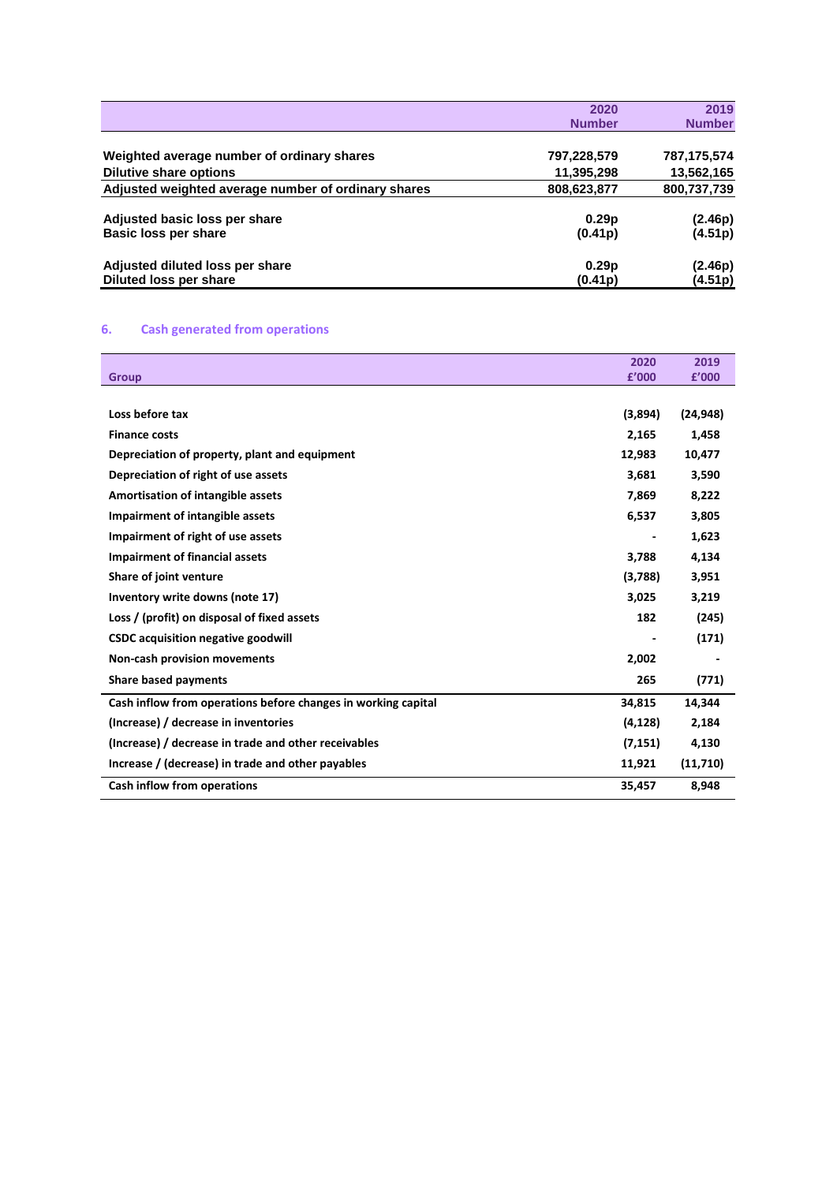| | 2020 Number | 2019 Number |
|---|---|---|
| **Weighted average number of ordinary shares** | 797,228,579 | 787,175,574 |
| **Dilutive share options** | 11,395,298 | 13,562,165 |
| **Adjusted weighted average number of ordinary shares** | 808,623,877 | 800,737,739 |
| **Adjusted basic loss per share** | 0.29p | (2.46p) |
| **Basic loss per share** | (0.41p) | (4.51p) |
| **Adjusted diluted loss per share** | 0.29p | (2.46p) |
| **Diluted loss per share** | (0.41p) | (4.51p) |

## 6. Cash generated from operations

| Group | 2020 £'000 | 2019 £'000 |
|---|---|---|
| **Loss before tax** | (3,894) | (24,948) |
| **Finance costs** | 2,165 | 1,458 |
| **Depreciation of property, plant and equipment** | 12,983 | 10,477 |
| **Depreciation of right of use assets** | 3,681 | 3,590 |
| **Amortisation of intangible assets** | 7,869 | 8,222 |
| **Impairment of intangible assets** | 6,537 | 3,805 |
| **Impairment of right of use assets** | - | 1,623 |
| **Impairment of financial assets** | 3,788 | 4,134 |
| **Share of joint venture** | (3,788) | 3,951 |
| **Inventory write downs (note 17)** | 3,025 | 3,219 |
| **Loss / (profit) on disposal of fixed assets** | 182 | (245) |
| **CSDC acquisition negative goodwill** | - | (171) |
| **Non-cash provision movements** | 2,002 | - |
| **Share based payments** | 265 | (771) |
| **Cash inflow from operations before changes in working capital** | 34,815 | 14,344 |
| **(Increase) / decrease in inventories** | (4,128) | 2,184 |
| **(Increase) / decrease in trade and other receivables** | (7,151) | 4,130 |
| **Increase / (decrease) in trade and other payables** | 11,921 | (11,710) |
| **Cash inflow from operations** | 35,457 | 8,948 |